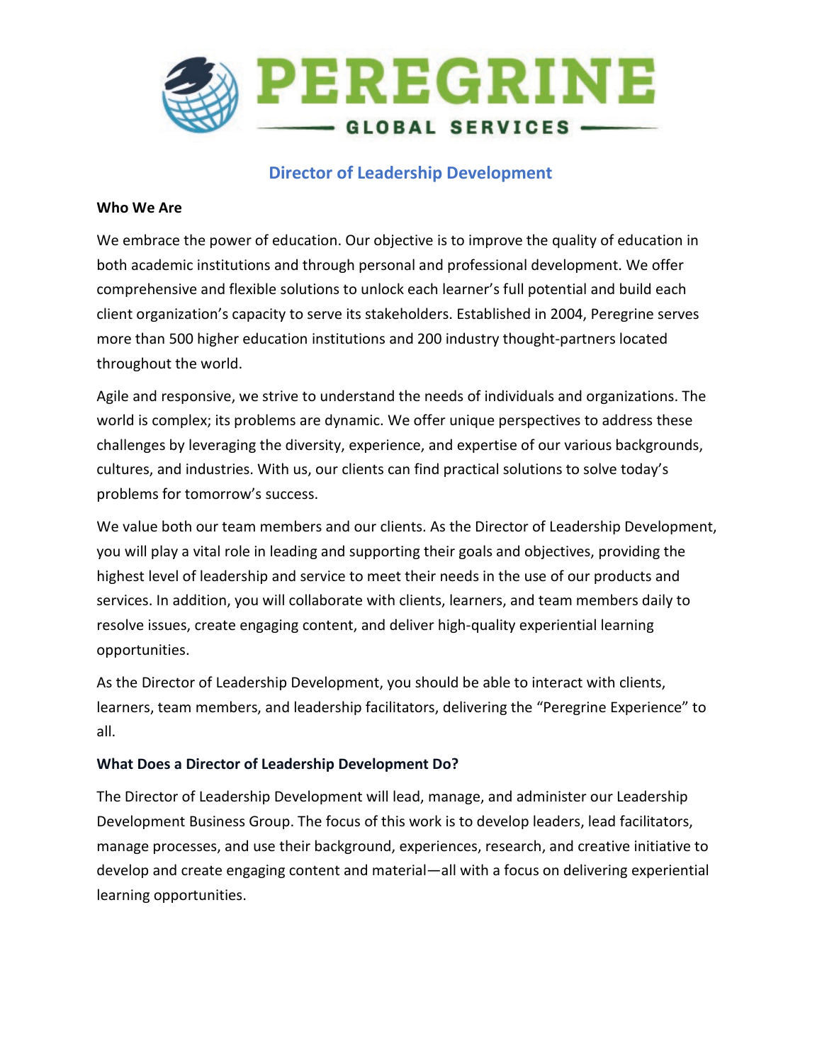# PEREGRINE

GLOBAL SERVICES

## Director of Leadership Development

**Who We Are**

We embrace the power of education. Our objective is to improve the quality of education in both academic institutions and through personal and professional development. We offer comprehensive and flexible solutions to unlock each learner's full potential and build each client organization's capacity to serve its stakeholders. Established in 2004, Peregrine serves more than 500 higher education institutions and 200 industry thought-partners located throughout the world.

Agile and responsive, we strive to understand the needs of individuals and organizations. The world is complex; its problems are dynamic. We offer unique perspectives to address these challenges by leveraging the diversity, experience, and expertise of our various backgrounds, cultures, and industries. With us, our clients can find practical solutions to solve today's problems for tomorrow's success.

We value both our team members and our clients. As the Director of Leadership Development, you will play a vital role in leading and supporting their goals and objectives, providing the highest level of leadership and service to meet their needs in the use of our products and services. In addition, you will collaborate with clients, learners, and team members daily to resolve issues, create engaging content, and deliver high-quality experiential learning opportunities.

As the Director of Leadership Development, you should be able to interact with clients, learners, team members, and leadership facilitators, delivering the "Peregrine Experience" to all.

**What Does a Director of Leadership Development Do?**

The Director of Leadership Development will lead, manage, and administer our Leadership Development Business Group. The focus of this work is to develop leaders, lead facilitators, manage processes, and use their background, experiences, research, and creative initiative to develop and create engaging content and material—all with a focus on delivering experiential learning opportunities.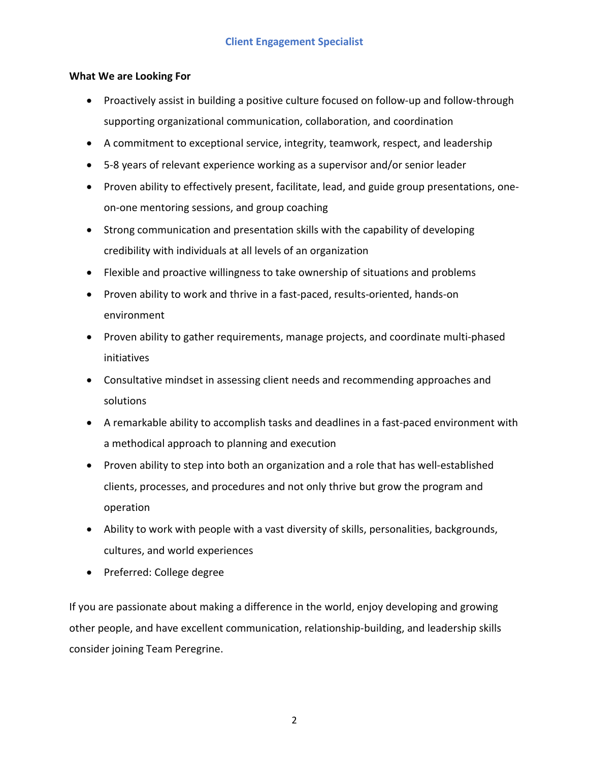## Client Engagement Specialist

**What We are Looking For**

- Proactively assist in building a positive culture focused on follow-up and follow-through supporting organizational communication, collaboration, and coordination
- A commitment to exceptional service, integrity, teamwork, respect, and leadership
- 5-8 years of relevant experience working as a supervisor and/or senior leader
- Proven ability to effectively present, facilitate, lead, and guide group presentations, one-on-one mentoring sessions, and group coaching
- Strong communication and presentation skills with the capability of developing credibility with individuals at all levels of an organization
- Flexible and proactive willingness to take ownership of situations and problems
- Proven ability to work and thrive in a fast-paced, results-oriented, hands-on environment
- Proven ability to gather requirements, manage projects, and coordinate multi-phased initiatives
- Consultative mindset in assessing client needs and recommending approaches and solutions
- A remarkable ability to accomplish tasks and deadlines in a fast-paced environment with a methodical approach to planning and execution
- Proven ability to step into both an organization and a role that has well-established clients, processes, and procedures and not only thrive but grow the program and operation
- Ability to work with people with a vast diversity of skills, personalities, backgrounds, cultures, and world experiences
- Preferred: College degree

If you are passionate about making a difference in the world, enjoy developing and growing other people, and have excellent communication, relationship-building, and leadership skills consider joining Team Peregrine.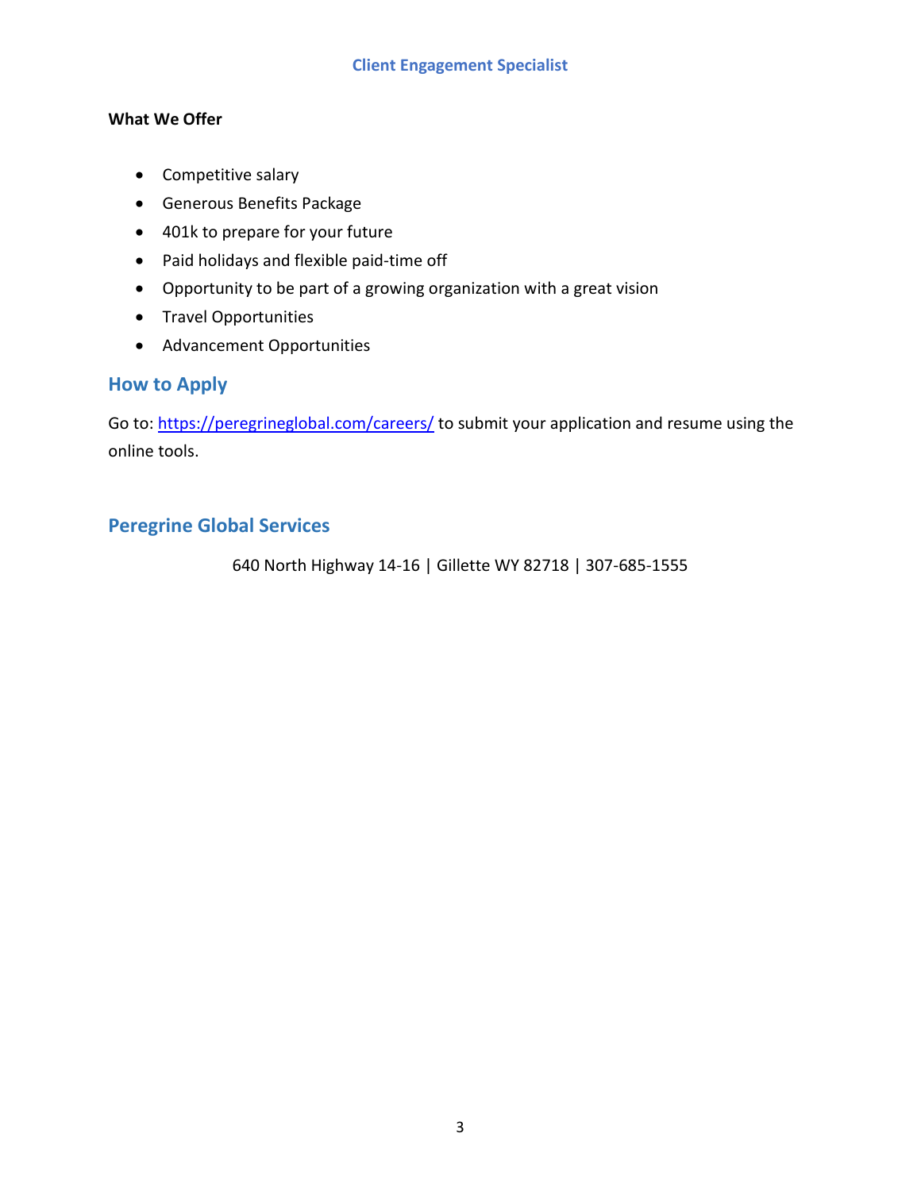**What We Offer**

- Competitive salary
- Generous Benefits Package
- 401k to prepare for your future
- Paid holidays and flexible paid-time off
- Opportunity to be part of a growing organization with a great vision
- Travel Opportunities
- Advancement Opportunities

## How to Apply

Go to: https://peregrineglobal.com/careers/ to submit your application and resume using the online tools.

## Peregrine Global Services

640 North Highway 14-16 | Gillette WY 82718 | 307-685-1555